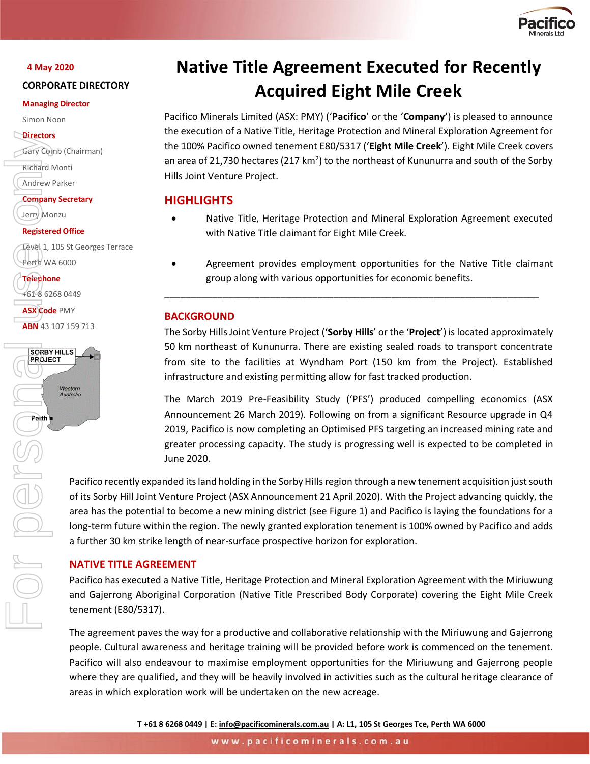4 May 2020

**CORPORATE DIRECTORY**

**Managing Director**
Simon Noon

**Directors**
Gary Comb (Chairman)
Richard Monti
Andrew Parker

**Company Secretary**
Jerry Monzu

**Registered Office**
Level 1, 105 St Georges Terrace
Perth WA 6000

**Telephone**
+61 8 6268 0449

**ASX Code** PMY

**ABN** 43 107 159 713

# Native Title Agreement Executed for Recently Acquired Eight Mile Creek

Pacifico Minerals Limited (ASX: PMY) (‘**Pacifico**’ or the ‘**Company’**) is pleased to announce the execution of a Native Title, Heritage Protection and Mineral Exploration Agreement for the 100% Pacifico owned tenement E80/5317 (‘**Eight Mile Creek**’). Eight Mile Creek covers an area of 21,730 hectares (217 km$^2$) to the northeast of Kununurra and south of the Sorby Hills Joint Venture Project.

## HIGHLIGHTS

- Native Title, Heritage Protection and Mineral Exploration Agreement executed with Native Title claimant for Eight Mile Creek.
- Agreement provides employment opportunities for the Native Title claimant group along with various opportunities for economic benefits.

---

## BACKGROUND

The Sorby Hills Joint Venture Project (‘**Sorby Hills**’ or the ‘**Project**’) is located approximately 50 km northeast of Kununurra. There are existing sealed roads to transport concentrate from site to the facilities at Wyndham Port (150 km from the Project). Established infrastructure and existing permitting allow for fast tracked production.

The March 2019 Pre-Feasibility Study (‘PFS’) produced compelling economics (ASX Announcement 26 March 2019). Following on from a significant Resource upgrade in Q4 2019, Pacifico is now completing an Optimised PFS targeting an increased mining rate and greater processing capacity. The study is progressing well is expected to be completed in June 2020.

Pacifico recently expanded its land holding in the Sorby Hills region through a new tenement acquisition just south of its Sorby Hill Joint Venture Project (ASX Announcement 21 April 2020). With the Project advancing quickly, the area has the potential to become a new mining district (see Figure 1) and Pacifico is laying the foundations for a long-term future within the region. The newly granted exploration tenement is 100% owned by Pacifico and adds a further 30 km strike length of near-surface prospective horizon for exploration.

## NATIVE TITLE AGREEMENT

Pacifico has executed a Native Title, Heritage Protection and Mineral Exploration Agreement with the Miriuwung and Gajerrong Aboriginal Corporation (Native Title Prescribed Body Corporate) covering the Eight Mile Creek tenement (E80/5317).

The agreement paves the way for a productive and collaborative relationship with the Miriuwung and Gajerrong people. Cultural awareness and heritage training will be provided before work is commenced on the tenement. Pacifico will also endeavour to maximise employment opportunities for the Miriuwung and Gajerrong people where they are qualified, and they will be heavily involved in activities such as the cultural heritage clearance of areas in which exploration work will be undertaken on the new acreage.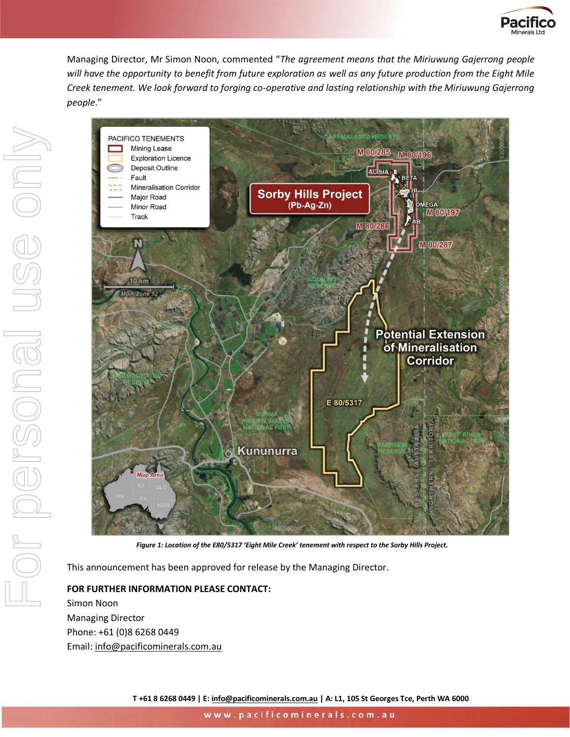Managing Director, Mr Simon Noon, commented "*The agreement means that the Miriuwung Gajerrong people will have the opportunity to benefit from future exploration as well as any future production from the Eight Mile Creek tenement. We look forward to forging co-operative and lasting relationship with the Miriuwung Gajerrong people*."

***Figure 1: Location of the E80/5317 'Eight Mile Creek' tenement with respect to the Sorby Hills Project.***

This announcement has been approved for release by the Managing Director.

**FOR FURTHER INFORMATION PLEASE CONTACT:**

Simon Noon
Managing Director
Phone: +61 (0)8 6268 0449
Email: info@pacificominerals.com.au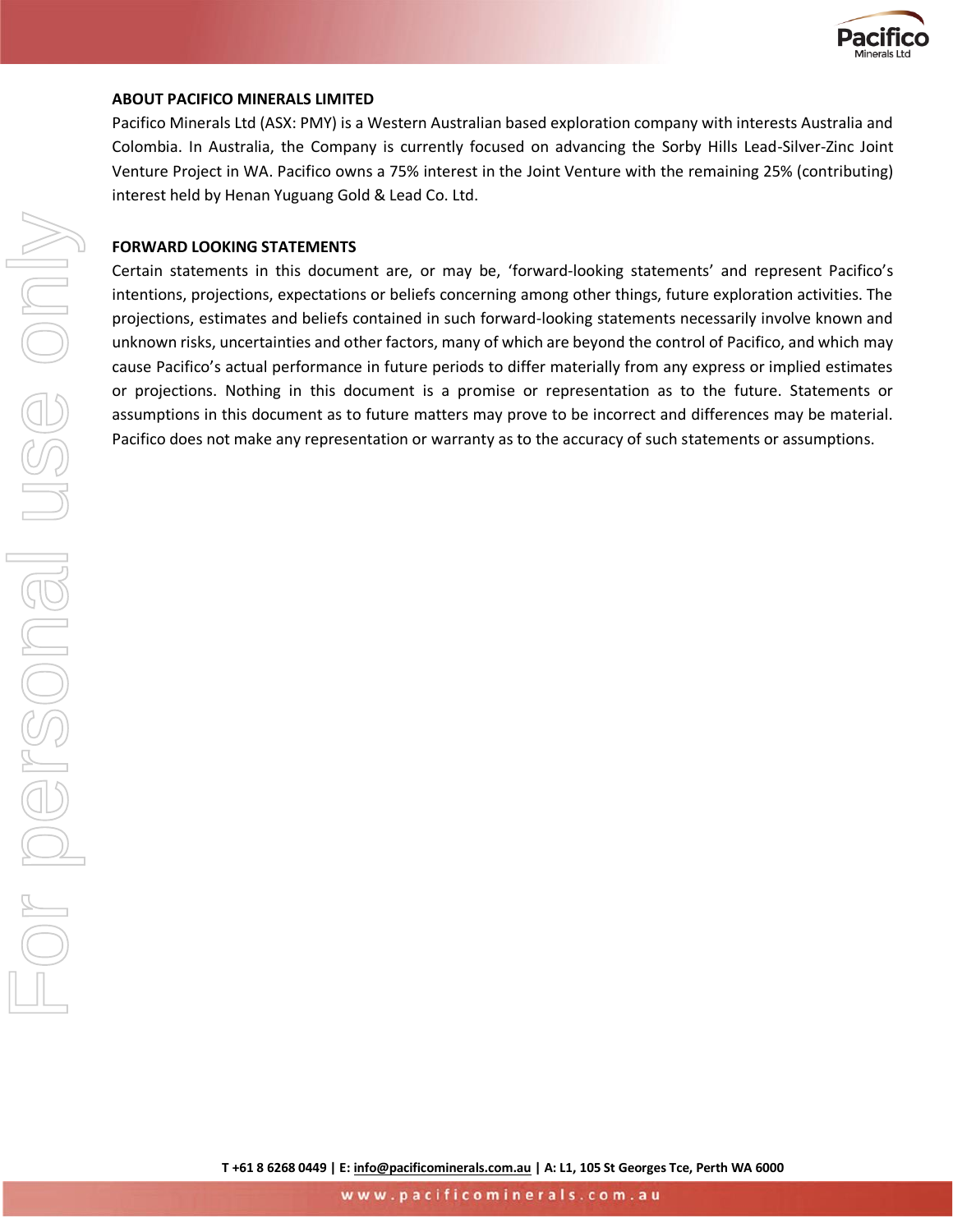**ABOUT PACIFICO MINERALS LIMITED**

Pacifico Minerals Ltd (ASX: PMY) is a Western Australian based exploration company with interests Australia and Colombia. In Australia, the Company is currently focused on advancing the Sorby Hills Lead-Silver-Zinc Joint Venture Project in WA. Pacifico owns a 75% interest in the Joint Venture with the remaining 25% (contributing) interest held by Henan Yuguang Gold & Lead Co. Ltd.

**FORWARD LOOKING STATEMENTS**

Certain statements in this document are, or may be, 'forward-looking statements' and represent Pacifico's intentions, projections, expectations or beliefs concerning among other things, future exploration activities. The projections, estimates and beliefs contained in such forward-looking statements necessarily involve known and unknown risks, uncertainties and other factors, many of which are beyond the control of Pacifico, and which may cause Pacifico's actual performance in future periods to differ materially from any express or implied estimates or projections. Nothing in this document is a promise or representation as to the future. Statements or assumptions in this document as to future matters may prove to be incorrect and differences may be material. Pacifico does not make any representation or warranty as to the accuracy of such statements or assumptions.

**T +61 8 6268 0449 | E: info@pacificominerals.com.au | A: L1, 105 St Georges Tce, Perth WA 6000**

www.pacificominerals.com.au